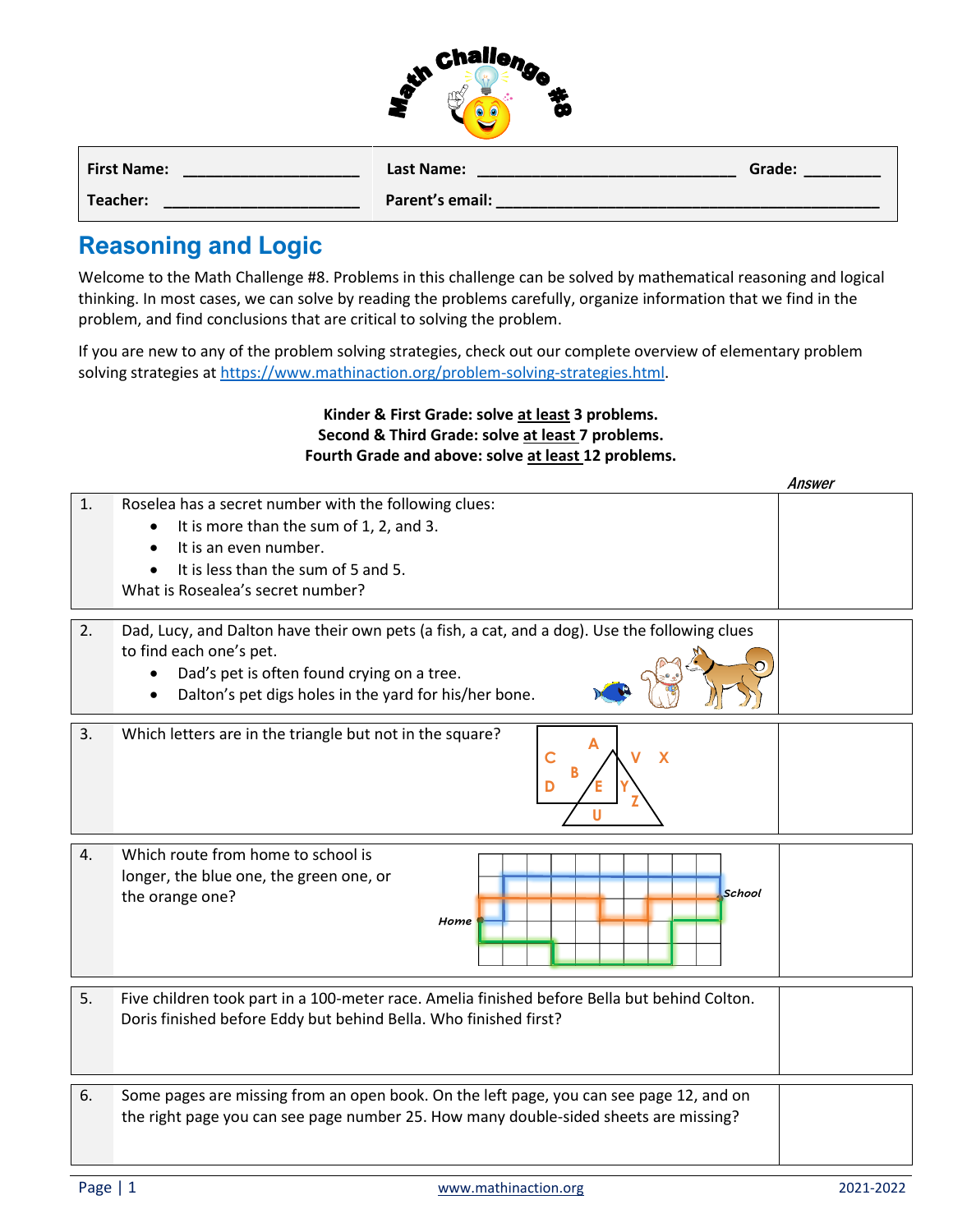# Math Challenge #8

| First Name: ____________________ | Last Name: ____________________________ | Grade: ________ |
|---|---|---|
| Teacher: ______________________ | Parent's email: __________________________________________ | |

## Reasoning and Logic

Welcome to the Math Challenge #8. Problems in this challenge can be solved by mathematical reasoning and logical thinking. In most cases, we can solve by reading the problems carefully, organize information that we find in the problem, and find conclusions that are critical to solving the problem.

If you are new to any of the problem solving strategies, check out our complete overview of elementary problem solving strategies at https://www.mathinaction.org/problem-solving-strategies.html.

**Kinder & First Grade: solve at least 3 problems.**
**Second & Third Grade: solve at least 7 problems.**
**Fourth Grade and above: solve at least 12 problems.**

| # | Problem | *Answer* |
|---|---|---|
| 1. | Roselea has a secret number with the following clues:<br>• It is more than the sum of 1, 2, and 3.<br>• It is an even number.<br>• It is less than the sum of 5 and 5.<br>What is Rosealea's secret number? | |
| 2. | Dad, Lucy, and Dalton have their own pets (a fish, a cat, and a dog). Use the following clues to find each one's pet.<br>• Dad's pet is often found crying on a tree.<br>• Dalton's pet digs holes in the yard for his/her bone. | |
| 3. | Which letters are in the triangle but not in the square?<br>(Diagram letters: A, C, B, D, E, V, X, Y, Z, U) | |
| 4. | Which route from home to school is longer, the blue one, the green one, or the orange one?<br>(Diagram labels: Home, School) | |
| 5. | Five children took part in a 100-meter race. Amelia finished before Bella but behind Colton. Doris finished before Eddy but behind Bella. Who finished first? | |
| 6. | Some pages are missing from an open book. On the left page, you can see page 12, and on the right page you can see page number 25. How many double-sided sheets are missing? | |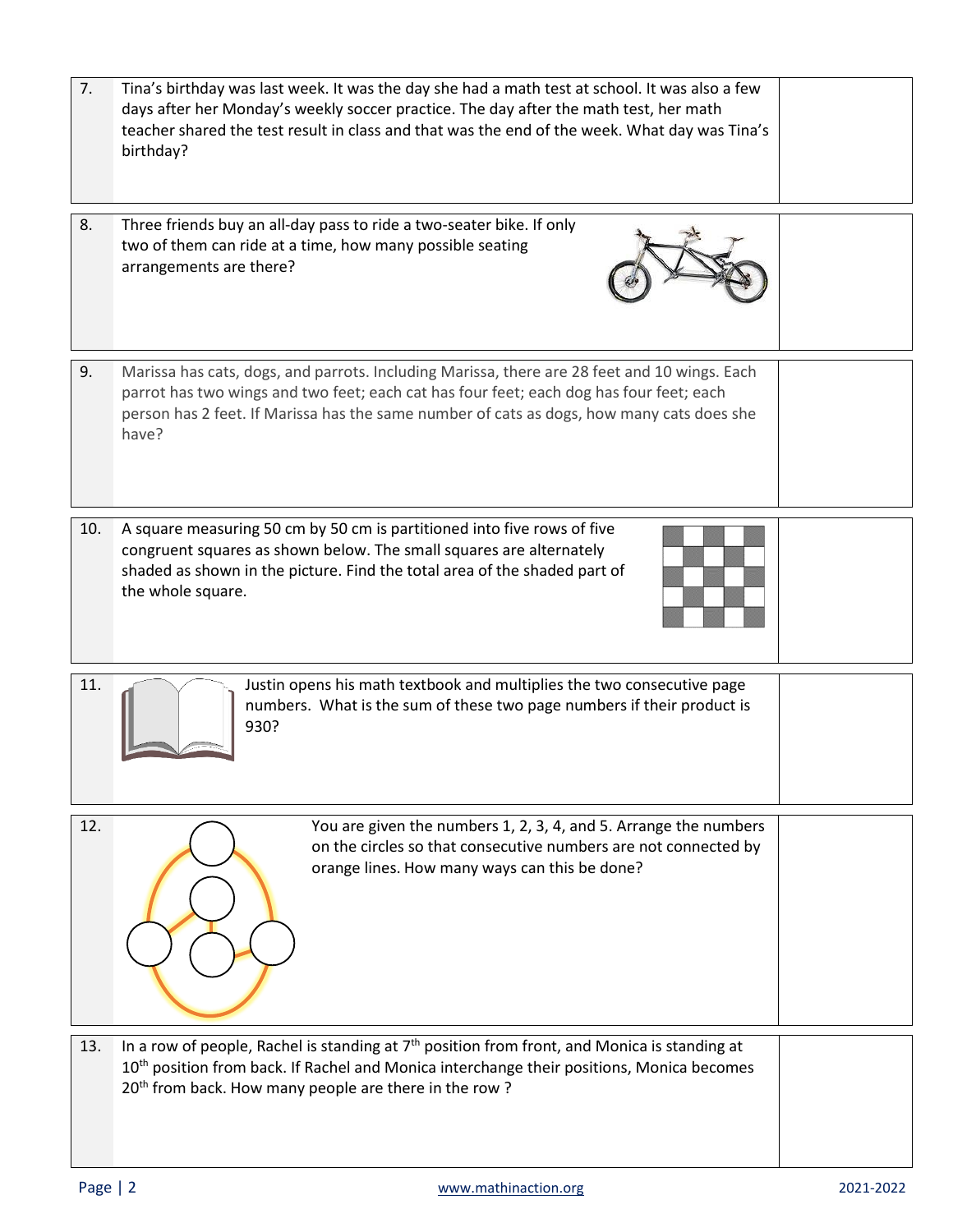| | | |
|---|---|---|
| 7. | Tina's birthday was last week. It was the day she had a math test at school. It was also a few days after her Monday's weekly soccer practice. The day after the math test, her math teacher shared the test result in class and that was the end of the week. What day was Tina's birthday? | |
| 8. | Three friends buy an all-day pass to ride a two-seater bike. If only two of them can ride at a time, how many possible seating arrangements are there? | |
| 9. | Marissa has cats, dogs, and parrots. Including Marissa, there are 28 feet and 10 wings. Each parrot has two wings and two feet; each cat has four feet; each dog has four feet; each person has 2 feet. If Marissa has the same number of cats as dogs, how many cats does she have? | |
| 10. | A square measuring 50 cm by 50 cm is partitioned into five rows of five congruent squares as shown below. The small squares are alternately shaded as shown in the picture. Find the total area of the shaded part of the whole square. | |
| 11. | Justin opens his math textbook and multiplies the two consecutive page numbers. What is the sum of these two page numbers if their product is 930? | |
| 12. | You are given the numbers 1, 2, 3, 4, and 5. Arrange the numbers on the circles so that consecutive numbers are not connected by orange lines. How many ways can this be done? | |
| 13. | In a row of people, Rachel is standing at 7th position from front, and Monica is standing at 10th position from back. If Rachel and Monica interchange their positions, Monica becomes 20th from back. How many people are there in the row ? | |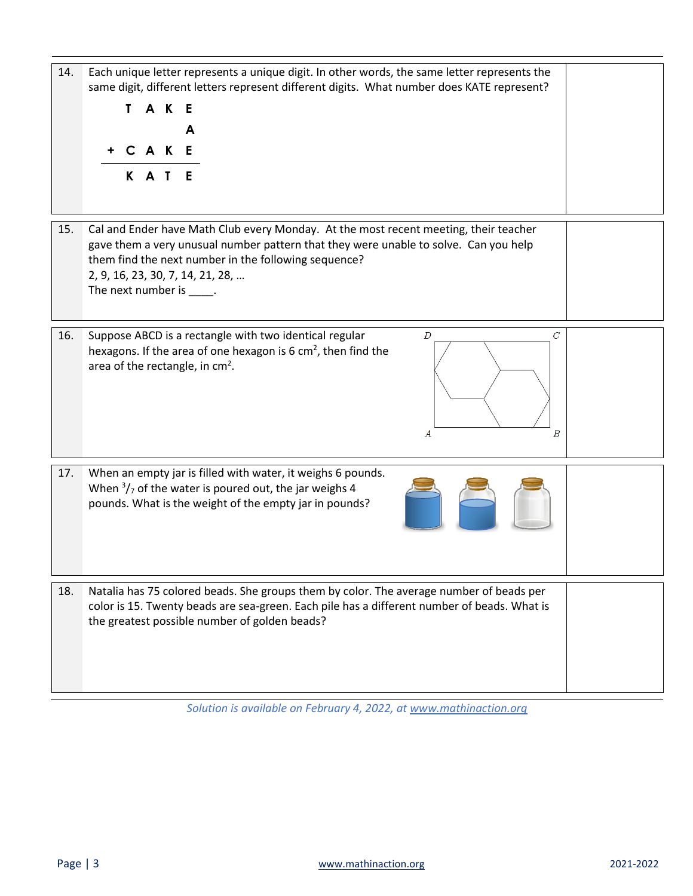14. Each unique letter represents a unique digit. In other words, the same letter represents the same digit, different letters represent different digits. What number does KATE represent?

```
   T A K E
         A
 + C A K E
 ---------
   K A T E
```

15. Cal and Ender have Math Club every Monday. At the most recent meeting, their teacher gave them a very unusual number pattern that they were unable to solve. Can you help them find the next number in the following sequence?
2, 9, 16, 23, 30, 7, 14, 21, 28, …
The next number is ____.

16. Suppose ABCD is a rectangle with two identical regular hexagons. If the area of one hexagon is 6 $cm^2$, then find the area of the rectangle, in $cm^2$.

D C
A B

17. When an empty jar is filled with water, it weighs 6 pounds. When $^3/_7$ of the water is poured out, the jar weighs 4 pounds. What is the weight of the empty jar in pounds?

18. Natalia has 75 colored beads. She groups them by color. The average number of beads per color is 15. Twenty beads are sea-green. Each pile has a different number of beads. What is the greatest possible number of golden beads?

*Solution is available on February 4, 2022, at www.mathinaction.org*